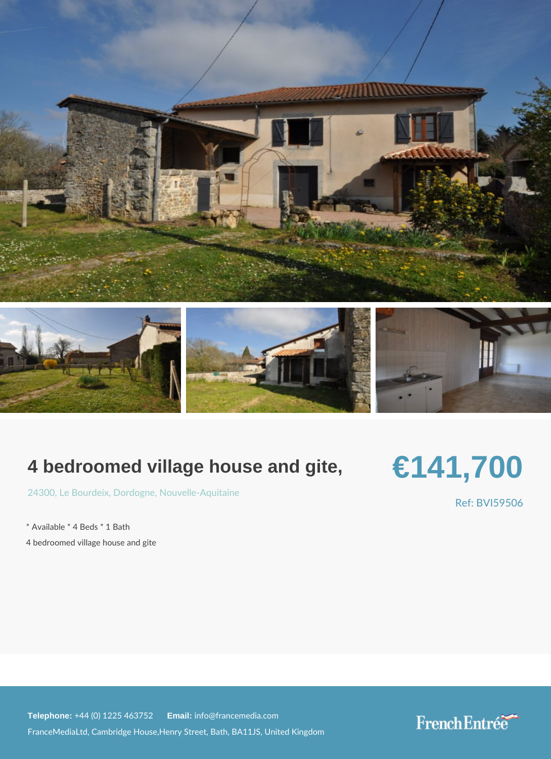# 4 bedroomed village house and gite,

24300, Le Bourdeix, Dordogne, Nouvelle-Aquitaine

**€141,700**

Ref: BVI59506

* Available * 4 Beds * 1 Bath

4 bedroomed village house and gite

**Telephone:** +44 (0) 1225 463752 **Email:** info@francemedia.com

FranceMediaLtd, Cambridge House,Henry Street, Bath, BA11JS, United Kingdom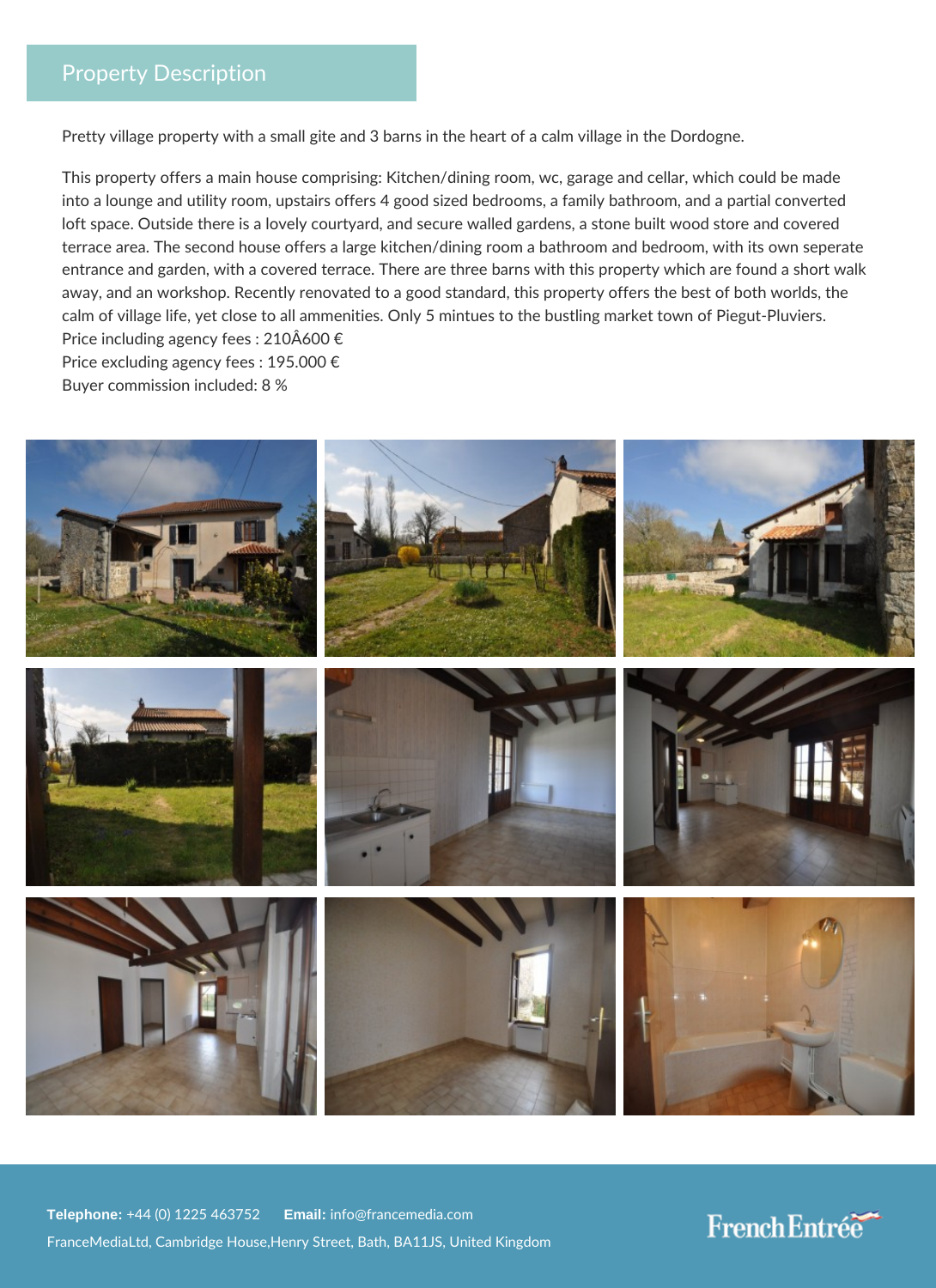## Property Description

Pretty village property with a small gite and 3 barns in the heart of a calm village in the Dordogne.

This property offers a main house comprising: Kitchen/dining room, wc, garage and cellar, which could be made into a lounge and utility room, upstairs offers 4 good sized bedrooms, a family bathroom, and a partial converted loft space. Outside there is a lovely courtyard, and secure walled gardens, a stone built wood store and covered terrace area. The second house offers a large kitchen/dining room a bathroom and bedroom, with its own seperate entrance and garden, with a covered terrace. There are three barns with this property which are found a short walk away, and an workshop. Recently renovated to a good standard, this property offers the best of both worlds, the calm of village life, yet close to all ammenities. Only 5 mintues to the bustling market town of Piegut-Pluviers.
Price including agency fees : 210Â600 €
Price excluding agency fees : 195.000 €
Buyer commission included: 8 %

**Telephone:** +44 (0) 1225 463752 **Email:** info@francemedia.com
FranceMediaLtd, Cambridge House,Henry Street, Bath, BA11JS, United Kingdom

FrenchEntrée